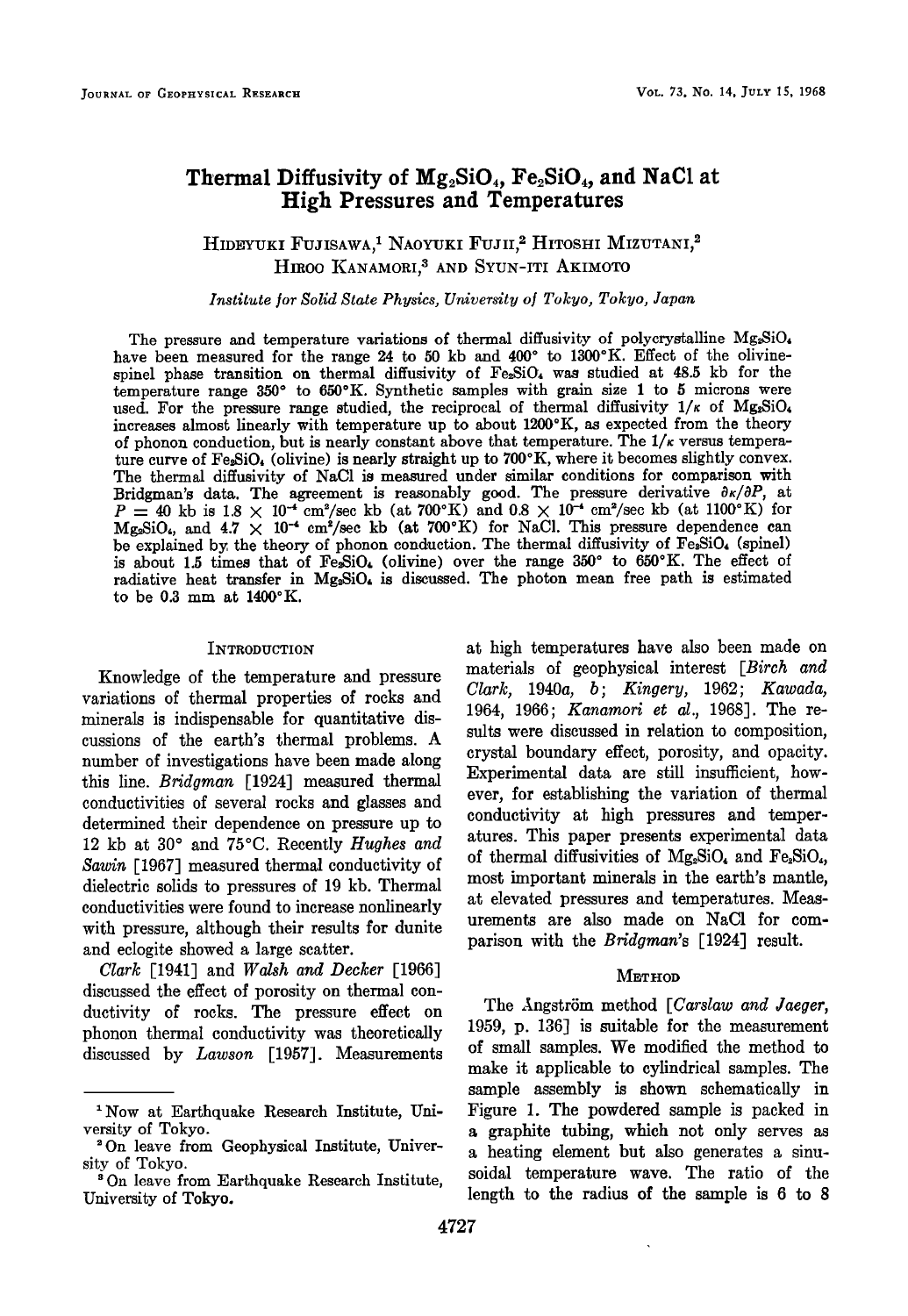# Thermal Diffusivity of $Mg_2SiO_4$, $Fe_2SiO_4$, and NaCl at High Pressures and Temperatures

Hideyuki Fujisawa,[1] Naoyuki Fujii,[2] Hitoshi Mizutani,[2] Hiroo Kanamori,[3] and Syun-iti Akimoto

*Institute for Solid State Physics, University of Tokyo, Tokyo, Japan*

The pressure and temperature variations of thermal diffusivity of polycrystalline $Mg_2SiO_4$ have been measured for the range 24 to 50 kb and 400° to 1300°K. Effect of the olivine-spinel phase transition on thermal diffusivity of $Fe_2SiO_4$ was studied at 48.5 kb for the temperature range 350° to 650°K. Synthetic samples with grain size 1 to 5 microns were used. For the pressure range studied, the reciprocal of thermal diffusivity $1/\kappa$ of $Mg_2SiO_4$ increases almost linearly with temperature up to about 1200°K, as expected from the theory of phonon conduction, but is nearly constant above that temperature. The $1/\kappa$ versus temperature curve of $Fe_2SiO_4$ (olivine) is nearly straight up to 700°K, where it becomes slightly convex. The thermal diffusivity of NaCl is measured under similar conditions for comparison with Bridgman's data. The agreement is reasonably good. The pressure derivative $\partial\kappa/\partial P$, at $P = 40$ kb is $1.8 \times 10^{-4}$ cm²/sec kb (at 700°K) and $0.8 \times 10^{-4}$ cm²/sec kb (at 1100°K) for $Mg_2SiO_4$, and $4.7 \times 10^{-4}$ cm²/sec kb (at 700°K) for NaCl. This pressure dependence can be explained by the theory of phonon conduction. The thermal diffusivity of $Fe_2SiO_4$ (spinel) is about 1.5 times that of $Fe_2SiO_4$ (olivine) over the range 350° to 650°K. The effect of radiative heat transfer in $Mg_2SiO_4$ is discussed. The photon mean free path is estimated to be 0.3 mm at 1400°K.

## Introduction

Knowledge of the temperature and pressure variations of thermal properties of rocks and minerals is indispensable for quantitative discussions of the earth's thermal problems. A number of investigations have been made along this line. *Bridgman* [1924] measured thermal conductivities of several rocks and glasses and determined their dependence on pressure up to 12 kb at 30° and 75°C. Recently *Hughes and Sawin* [1967] measured thermal conductivity of dielectric solids to pressures of 19 kb. Thermal conductivities were found to increase nonlinearly with pressure, although their results for dunite and eclogite showed a large scatter.

*Clark* [1941] and *Walsh and Decker* [1966] discussed the effect of porosity on thermal conductivity of rocks. The pressure effect on phonon thermal conductivity was theoretically discussed by *Lawson* [1957]. Measurements at high temperatures have also been made on materials of geophysical interest [*Birch and Clark*, 1940*a*, *b*; *Kingery*, 1962; *Kawada*, 1964, 1966; *Kanamori et al.*, 1968]. The results were discussed in relation to composition, crystal boundary effect, porosity, and opacity. Experimental data are still insufficient, however, for establishing the variation of thermal conductivity at high pressures and temperatures. This paper presents experimental data of thermal diffusivities of $Mg_2SiO_4$ and $Fe_2SiO_4$, most important minerals in the earth's mantle, at elevated pressures and temperatures. Measurements are also made on NaCl for comparison with the *Bridgman's* [1924] result.

## Method

The Ångström method [*Carslaw and Jaeger*, 1959, p. 136] is suitable for the measurement of small samples. We modified the method to make it applicable to cylindrical samples. The sample assembly is shown schematically in Figure 1. The powdered sample is packed in a graphite tubing, which not only serves as a heating element but also generates a sinusoidal temperature wave. The ratio of the length to the radius of the sample is 6 to 8

[1] Now at Earthquake Research Institute, University of Tokyo.

[2] On leave from Geophysical Institute, University of Tokyo.

[3] On leave from Earthquake Research Institute, University of Tokyo.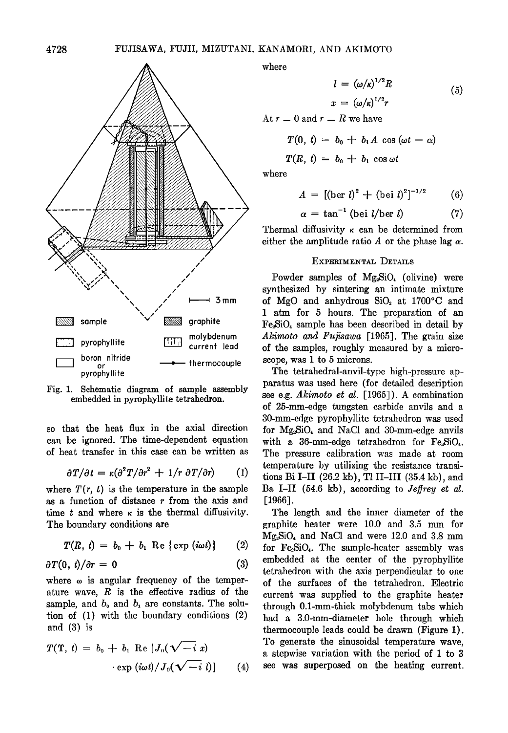Fig. 1. Schematic diagram of sample assembly embedded in pyrophyllite tetrahedron.

so that the heat flux in the axial direction can be ignored. The time-dependent equation of heat transfer in this case can be written as

$$\partial T/\partial t = \kappa(\partial^2 T/\partial r^2 + 1/r\ \partial T/\partial r) \quad (1)$$

where $T(r, t)$ is the temperature in the sample as a function of distance $r$ from the axis and time $t$ and where $\kappa$ is the thermal diffusivity. The boundary conditions are

$$T(R, t) = b_0 + b_1 \text{ Re } \{\exp (i\omega t)\} \quad (2)$$

$$\partial T(0, t)/\partial r = 0 \quad (3)$$

where $\omega$ is angular frequency of the temperature wave, $R$ is the effective radius of the sample, and $b_0$ and $b_1$ are constants. The solution of (1) with the boundary conditions (2) and (3) is

$$T(\Upsilon, t) = b_0 + b_1 \text{ Re } [J_0(\sqrt{-i}\ x) \cdot \exp (i\omega t)/J_0(\sqrt{-i}\ l)] \quad (4)$$

where

$$l = (\omega/\kappa)^{1/2} R$$
$$x = (\omega/\kappa)^{1/2} r \quad (5)$$

At $r = 0$ and $r = R$ we have

$$T(0, t) = b_0 + b_1 A \cos (\omega t - \alpha)$$

$$T(R, t) = b_0 + b_1 \cos \omega t$$

where

$$A = [(\text{ber } l)^2 + (\text{bei } l)^2]^{-1/2} \quad (6)$$

$$\alpha = \tan^{-1} (\text{bei } l/\text{ber } l) \quad (7)$$

Thermal diffusivity $\kappa$ can be determined from either the amplitude ratio $A$ or the phase lag $\alpha$.

## Experimental Details

Powder samples of $Mg_2SiO_4$ (olivine) were synthesized by sintering an intimate mixture of MgO and anhydrous $SiO_2$ at 1700°C and 1 atm for 5 hours. The preparation of an $Fe_2SiO_4$ sample has been described in detail by *Akimoto and Fujisawa* [1965]. The grain size of the samples, roughly measured by a microscope, was 1 to 5 microns.

The tetrahedral-anvil-type high-pressure apparatus was used here (for detailed description see e.g. *Akimoto et al.* [1965]). A combination of 25-mm-edge tungsten carbide anvils and a 30-mm-edge pyrophyllite tetrahedron was used for $Mg_2SiO_4$ and NaCl and 30-mm-edge anvils with a 36-mm-edge tetrahedron for $Fe_2SiO_4$. The pressure calibration was made at room temperature by utilizing the resistance transitions Bi I–II (26.2 kb), Tl II–III (35.4 kb), and Ba I–II (54.6 kb), according to *Jeffrey et al.* [1966].

The length and the inner diameter of the graphite heater were 10.0 and 3.5 mm for $Mg_2SiO_4$ and NaCl and were 12.0 and 3.8 mm for $Fe_2SiO_4$. The sample-heater assembly was embedded at the center of the pyrophyllite tetrahedron with the axis perpendicular to one of the surfaces of the tetrahedron. Electric current was supplied to the graphite heater through 0.1-mm-thick molybdenum tabs which had a 3.0-mm-diameter hole through which thermocouple leads could be drawn (Figure 1). To generate the sinusoidal temperature wave, a stepwise variation with the period of 1 to 3 sec was superposed on the heating current.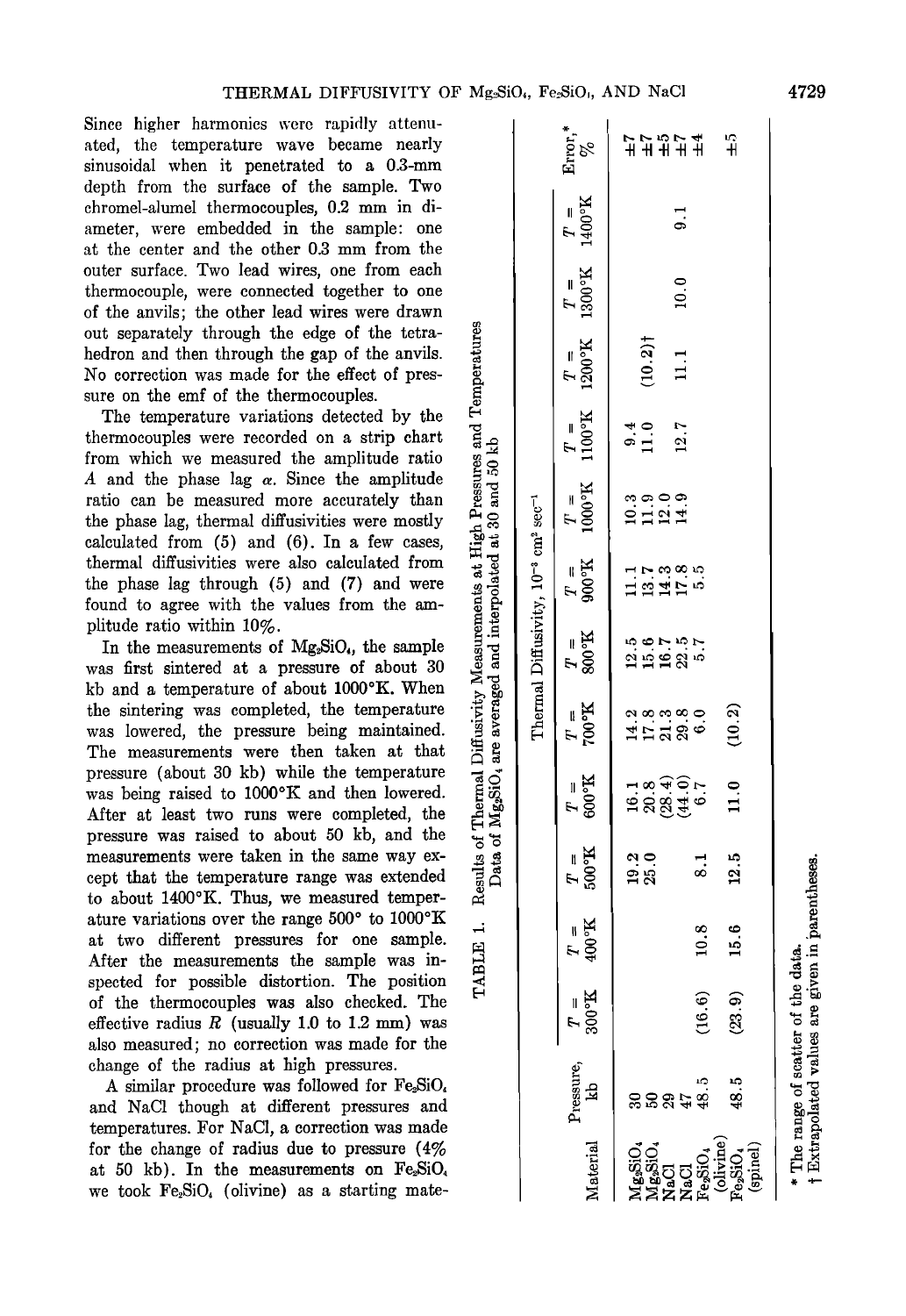Since higher harmonics were rapidly attenuated, the temperature wave became nearly sinusoidal when it penetrated to a 0.3-mm depth from the surface of the sample. Two chromel-alumel thermocouples, 0.2 mm in diameter, were embedded in the sample: one at the center and the other 0.3 mm from the outer surface. Two lead wires, one from each thermocouple, were connected together to one of the anvils; the other lead wires were drawn out separately through the edge of the tetrahedron and then through the gap of the anvils. No correction was made for the effect of pressure on the emf of the thermocouples.

The temperature variations detected by the thermocouples were recorded on a strip chart from which we measured the amplitude ratio $A$ and the phase lag $\alpha$. Since the amplitude ratio can be measured more accurately than the phase lag, thermal diffusivities were mostly calculated from (5) and (6). In a few cases, thermal diffusivities were also calculated from the phase lag through (5) and (7) and were found to agree with the values from the amplitude ratio within 10%.

In the measurements of $Mg_2SiO_4$, the sample was first sintered at a pressure of about 30 kb and a temperature of about 1000°K. When the sintering was completed, the temperature was lowered, the pressure being maintained. The measurements were then taken at that pressure (about 30 kb) while the temperature was being raised to 1000°K and then lowered. After at least two runs were completed, the pressure was raised to about 50 kb, and the measurements were taken in the same way except that the temperature range was extended to about 1400°K. Thus, we measured temperature variations over the range 500° to 1000°K at two different pressures for one sample. After the measurements the sample was inspected for possible distortion. The position of the thermocouples was also checked. The effective radius $R$ (usually 1.0 to 1.2 mm) was also measured; no correction was made for the change of the radius at high pressures.

A similar procedure was followed for $Fe_2SiO_4$ and NaCl though at different pressures and temperatures. For NaCl, a correction was made for the change of radius due to pressure (4% at 50 kb). In the measurements on $Fe_2SiO_4$ we took $Fe_2SiO_4$ (olivine) as a starting mate-

TABLE 1. Results of Thermal Diffusivity Measurements at High Pressures and Temperatures Data of $Mg_2SiO_4$ are averaged and interpolated at 30 and 50 kb

| Material | Pressure, kb | Thermal Diffusivity, $10^{-3}$ cm² sec⁻¹ | | | | | | | | | | | | Error,* % |
|---|---|---|---|---|---|---|---|---|---|---|---|---|---|---|
| | | $T$ = 300°K | $T$ = 400°K | $T$ = 500°K | $T$ = 600°K | $T$ = 700°K | $T$ = 800°K | $T$ = 900°K | $T$ = 1000°K | $T$ = 1100°K | $T$ = 1200°K | $T$ = 1300°K | $T$ = 1400°K | |
| $Mg_2SiO_4$ | 30 | | | 19.2 | 16.1 | 14.2 | 12.5 | 11.1 | 10.3 | 9.4 | | | | ±7 |
| $Mg_2SiO_4$ | 50 | | | 25.0 | 20.8 | 17.8 | 15.6 | 13.7 | 11.9 | 11.0 | (10.2)† | | | ±7 |
| NaCl | 29 | | | | (28.4) | 21.3 | 16.7 | 14.3 | 12.0 | | | | | ±5 |
| NaCl | 47 | | | | (44.0) | 29.8 | 22.5 | 17.8 | 14.9 | 12.7 | 11.1 | 10.0 | 9.1 | ±7 |
| $Fe_2SiO_4$ (olivine) | 48.5 | (16.6) | 10.8 | 8.1 | 6.7 | 6.0 | 5.7 | 5.5 | | | | | | ±4 |
| $Fe_2SiO_4$ (spinel) | 48.5 | (23.9) | 15.6 | 12.5 | 11.0 | (10.2) | | | | | | | | ±5 |

\* The range of scatter of the data.

† Extrapolated values are given in parentheses.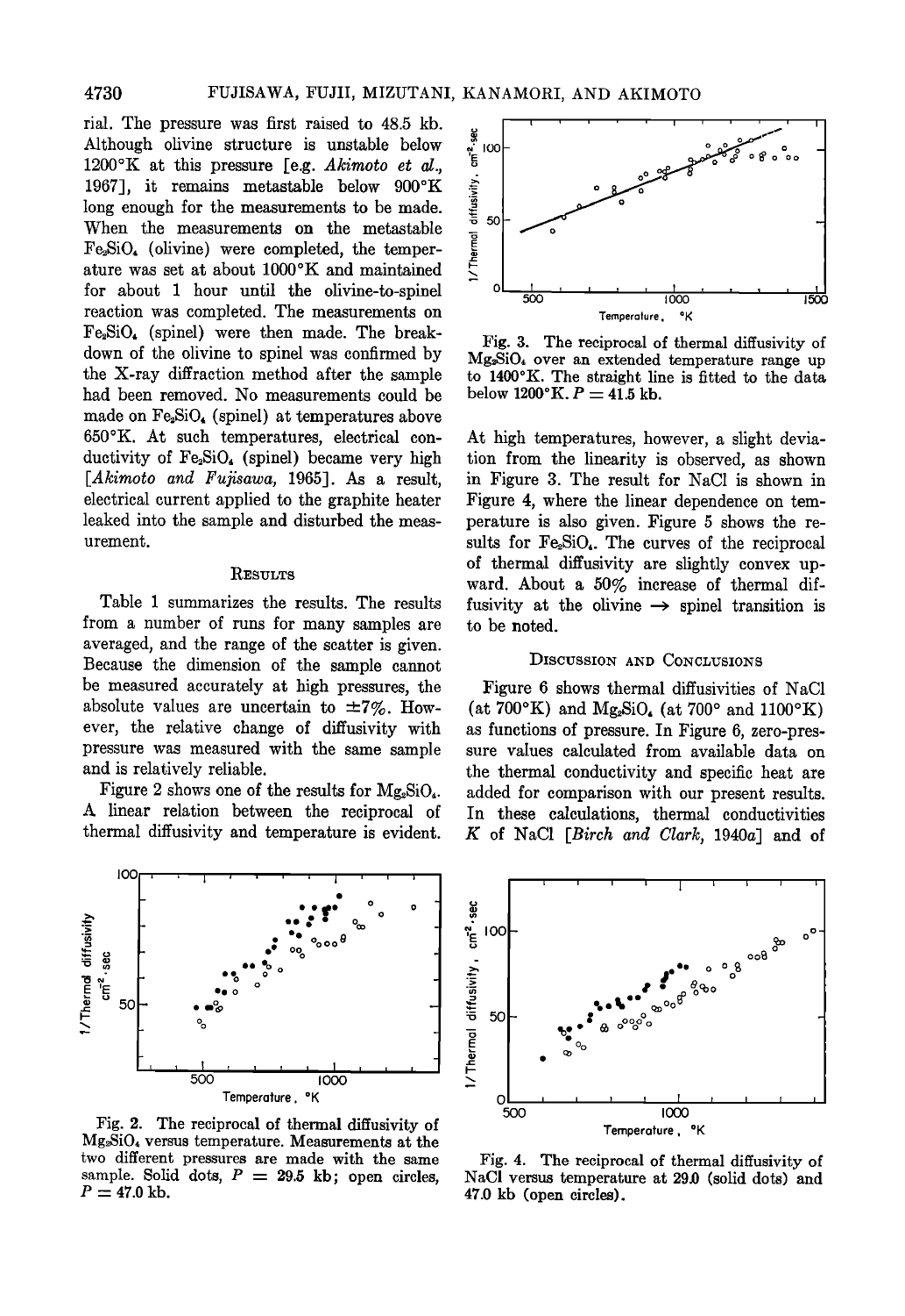rial. The pressure was first raised to 48.5 kb. Although olivine structure is unstable below 1200°K at this pressure [e.g. *Akimoto et al.*, 1967], it remains metastable below 900°K long enough for the measurements to be made. When the measurements on the metastable $Fe_2SiO_4$ (olivine) were completed, the temperature was set at about 1000°K and maintained for about 1 hour until the olivine-to-spinel reaction was completed. The measurements on $Fe_2SiO_4$ (spinel) were then made. The breakdown of the olivine to spinel was confirmed by the X-ray diffraction method after the sample had been removed. No measurements could be made on $Fe_2SiO_4$ (spinel) at temperatures above 650°K. At such temperatures, electrical conductivity of $Fe_2SiO_4$ (spinel) became very high [*Akimoto and Fujisawa*, 1965]. As a result, electrical current applied to the graphite heater leaked into the sample and disturbed the measurement.

## Results

Table 1 summarizes the results. The results from a number of runs for many samples are averaged, and the range of the scatter is given. Because the dimension of the sample cannot be measured accurately at high pressures, the absolute values are uncertain to ±7%. However, the relative change of diffusivity with pressure was measured with the same sample and is relatively reliable.

Figure 2 shows one of the results for $Mg_2SiO_4$. A linear relation between the reciprocal of thermal diffusivity and temperature is evident.

Fig. 2. The reciprocal of thermal diffusivity of $Mg_2SiO_4$ versus temperature. Measurements at the two different pressures are made with the same sample. Solid dots, $P = 29.5$ kb; open circles, $P = 47.0$ kb.

Fig. 3. The reciprocal of thermal diffusivity of $Mg_2SiO_4$ over an extended temperature range up to 1400°K. The straight line is fitted to the data below 1200°K. $P = 41.5$ kb.

At high temperatures, however, a slight deviation from the linearity is observed, as shown in Figure 3. The result for NaCl is shown in Figure 4, where the linear dependence on temperature is also given. Figure 5 shows the results for $Fe_2SiO_4$. The curves of the reciprocal of thermal diffusivity are slightly convex upward. About a 50% increase of thermal diffusivity at the olivine → spinel transition is to be noted.

## Discussion and Conclusions

Figure 6 shows thermal diffusivities of NaCl (at 700°K) and $Mg_2SiO_4$ (at 700° and 1100°K) as functions of pressure. In Figure 6, zero-pressure values calculated from available data on the thermal conductivity and specific heat are added for comparison with our present results. In these calculations, thermal conductivities $K$ of NaCl [*Birch and Clark*, 1940*a*] and of

Fig. 4. The reciprocal of thermal diffusivity of NaCl versus temperature at 29.0 (solid dots) and 47.0 kb (open circles).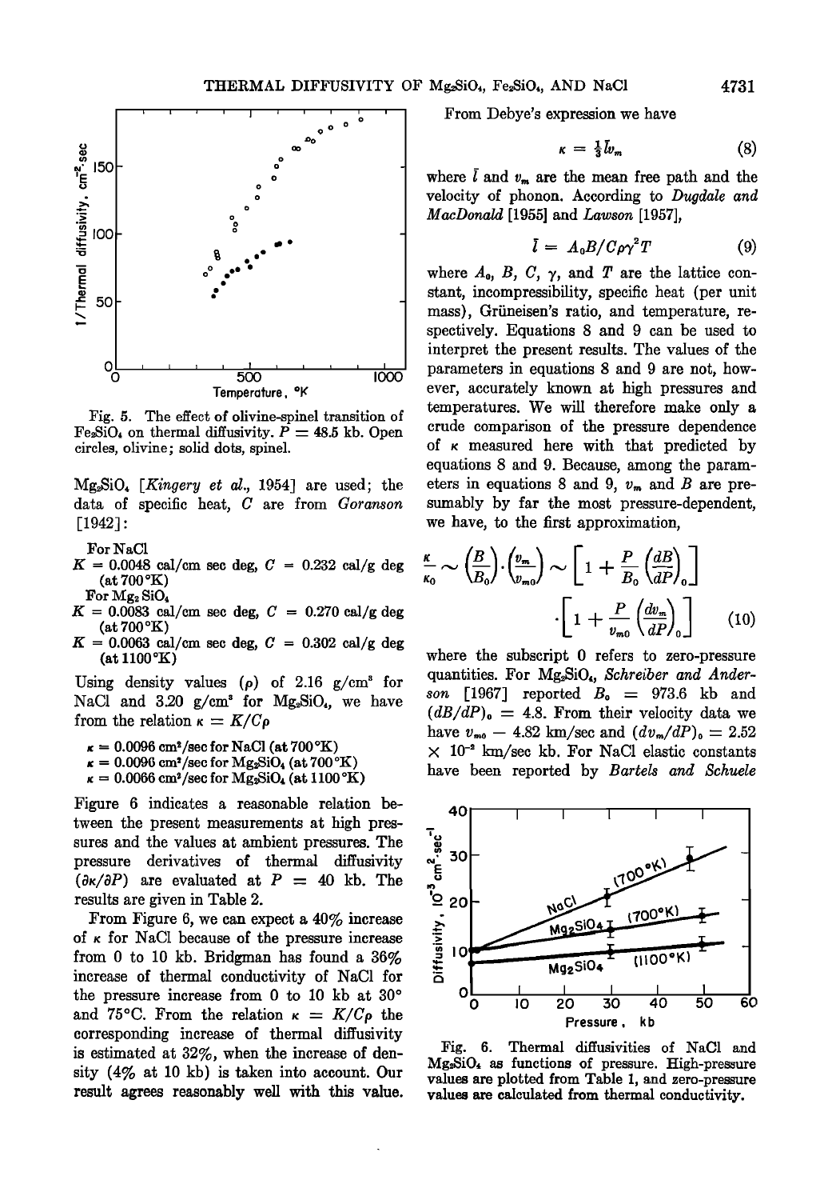Fig. 5. The effect of olivine-spinel transition of $Fe_2SiO_4$ on thermal diffusivity. $P = 48.5$ kb. Open circles, olivine; solid dots, spinel.

$Mg_2SiO_4$ [*Kingery et al.*, 1954] are used; the data of specific heat, $C$ are from *Goranson* [1942]:

For NaCl
$K = 0.0048$ cal/cm sec deg, $C = 0.232$ cal/g deg (at 700°K)

For $Mg_2SiO_4$
$K = 0.0083$ cal/cm sec deg, $C = 0.270$ cal/g deg (at 700°K)
$K = 0.0063$ cal/cm sec deg, $C = 0.302$ cal/g deg (at 1100°K)

Using density values ($\rho$) of 2.16 g/cm³ for NaCl and 3.20 g/cm³ for $Mg_2SiO_4$, we have from the relation $\kappa = K/C\rho$

$\kappa = 0.0096$ cm²/sec for NaCl (at 700°K)
$\kappa = 0.0096$ cm²/sec for $Mg_2SiO_4$ (at 700°K)
$\kappa = 0.0066$ cm²/sec for $Mg_2SiO_4$ (at 1100°K)

Figure 6 indicates a reasonable relation between the present measurements at high pressures and the values at ambient pressures. The pressure derivatives of thermal diffusivity ($\partial\kappa/\partial P$) are evaluated at $P = 40$ kb. The results are given in Table 2.

From Figure 6, we can expect a 40% increase of $\kappa$ for NaCl because of the pressure increase from 0 to 10 kb. Bridgman has found a 36% increase of thermal conductivity of NaCl for the pressure increase from 0 to 10 kb at 30° and 75°C. From the relation $\kappa = K/C\rho$ the corresponding increase of thermal diffusivity is estimated at 32%, when the increase of density (4% at 10 kb) is taken into account. Our result agrees reasonably well with this value.

From Debye's expression we have

$$\kappa = \tfrac{1}{3} \bar{l} v_m \tag{8}$$

where $\bar{l}$ and $v_m$ are the mean free path and the velocity of phonon. According to *Dugdale and MacDonald* [1955] and *Lawson* [1957],

$$\bar{l} = A_0 B / C\rho\gamma^2 T \tag{9}$$

where $A_0$, $B$, $C$, $\gamma$, and $T$ are the lattice constant, incompressibility, specific heat (per unit mass), Grüneisen's ratio, and temperature, respectively. Equations 8 and 9 can be used to interpret the present results. The values of the parameters in equations 8 and 9 are not, however, accurately known at high pressures and temperatures. We will therefore make only a crude comparison of the pressure dependence of $\kappa$ measured here with that predicted by equations 8 and 9. Because, among the parameters in equations 8 and 9, $v_m$ and $B$ are presumably by far the most pressure-dependent, we have, to the first approximation,

$$\frac{\kappa}{\kappa_0} \sim \left(\frac{B}{B_0}\right)\cdot\left(\frac{v_m}{v_{m0}}\right) \sim \left[1 + \frac{P}{B_0}\left(\frac{dB}{dP}\right)_0\right] \cdot \left[1 + \frac{P}{v_{m0}}\left(\frac{dv_m}{dP}\right)_0\right] \tag{10}$$

where the subscript 0 refers to zero-pressure quantities. For $Mg_2SiO_4$, *Schreiber and Anderson* [1967] reported $B_0 = 973.6$ kb and $(dB/dP)_0 = 4.8$. From their velocity data we have $v_{m0} - 4.82$ km/sec and $(dv_m/dP)_0 = 2.52 \times 10^{-2}$ km/sec kb. For NaCl elastic constants have been reported by *Bartels and Schuele*

Fig. 6. Thermal diffusivities of NaCl and $Mg_2SiO_4$ as functions of pressure. High-pressure values are plotted from Table 1, and zero-pressure values are calculated from thermal conductivity.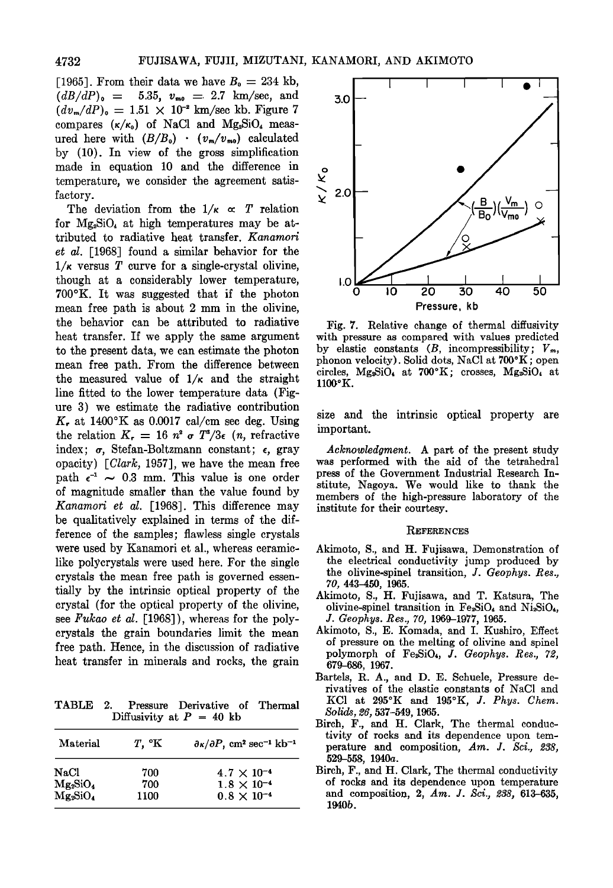[1965]. From their data we have $B_0 = 234$ kb, $(dB/dP)_0 = 5.35$, $v_{m0} = 2.7$ km/sec, and $(dv_m/dP)_0 = 1.51 \times 10^{-2}$ km/sec kb. Figure 7 compares $(\kappa/\kappa_0)$ of NaCl and $Mg_2SiO_4$ measured here with $(B/B_0) \cdot (v_m/v_{m0})$ calculated by (10). In view of the gross simplification made in equation 10 and the difference in temperature, we consider the agreement satisfactory.

The deviation from the $1/\kappa \propto T$ relation for $Mg_2SiO_4$ at high temperatures may be attributed to radiative heat transfer. *Kanamori et al.* [1968] found a similar behavior for the $1/\kappa$ versus $T$ curve for a single-crystal olivine, though at a considerably lower temperature, 700°K. It was suggested that if the photon mean free path is about 2 mm in the olivine, the behavior can be attributed to radiative heat transfer. If we apply the same argument to the present data, we can estimate the photon mean free path. From the difference between the measured value of $1/\kappa$ and the straight line fitted to the lower temperature data (Figure 3) we estimate the radiative contribution $K_r$ at 1400°K as 0.0017 cal/cm sec deg. Using the relation $K_r = 16\, n^2\, \sigma\, T^3/3\epsilon$ ($n$, refractive index; $\sigma$, Stefan-Boltzmann constant; $\epsilon$, gray opacity) [*Clark*, 1957], we have the mean free path $\epsilon^{-1} \sim 0.3$ mm. This value is one order of magnitude smaller than the value found by *Kanamori et al.* [1968]. This difference may be qualitatively explained in terms of the difference of the samples; flawless single crystals were used by Kanamori et al., whereas ceramic-like polycrystals were used here. For the single crystals the mean free path is governed essentially by the intrinsic optical property of the crystal (for the optical property of the olivine, see *Fukao et al.* [1968]), whereas for the polycrystals the grain boundaries limit the mean free path. Hence, in the discussion of radiative heat transfer in minerals and rocks, the grain size and the intrinsic optical property are important.

TABLE 2. Pressure Derivative of Thermal Diffusivity at $P = 40$ kb

| Material | $T$, °K | $\partial\kappa/\partial P$, cm² sec⁻¹ kb⁻¹ |
|---|---|---|
| NaCl | 700 | $4.7 \times 10^{-4}$ |
| $Mg_2SiO_4$ | 700 | $1.8 \times 10^{-4}$ |
| $Mg_2SiO_4$ | 1100 | $0.8 \times 10^{-4}$ |

Fig. 7. Relative change of thermal diffusivity with pressure as compared with values predicted by elastic constants ($B$, incompressibility; $V_m$, phonon velocity). Solid dots, NaCl at 700°K; open circles, $Mg_2SiO_4$ at 700°K; crosses, $Mg_2SiO_4$ at 1100°K.

*Acknowledgment.* A part of the present study was performed with the aid of the tetrahedral press of the Government Industrial Research Institute, Nagoya. We would like to thank the members of the high-pressure laboratory of the institute for their courtesy.

## REFERENCES

Akimoto, S., and H. Fujisawa, Demonstration of the electrical conductivity jump produced by the olivine-spinel transition, *J. Geophys. Res.*, *70*, 443–450, 1965.

Akimoto, S., H. Fujisawa, and T. Katsura, The olivine-spinel transition in $Fe_2SiO_4$ and $Ni_2SiO_4$, *J. Geophys. Res.*, *70*, 1969–1977, 1965.

Akimoto, S., E. Komada, and I. Kushiro, Effect of pressure on the melting of olivine and spinel polymorph of $Fe_2SiO_4$, *J. Geophys. Res.*, *72*, 679–686, 1967.

Bartels, R. A., and D. E. Schuele, Pressure derivatives of the elastic constants of NaCl and KCl at 295°K and 195°K, *J. Phys. Chem. Solids*, *26*, 537–549, 1965.

Birch, F., and H. Clark, The thermal conductivity of rocks and its dependence upon temperature and composition, *Am. J. Sci.*, *238*, 529–558, 1940*a*.

Birch, F., and H. Clark, The thermal conductivity of rocks and its dependence upon temperature and composition, 2, *Am. J. Sci.*, *238*, 613–635, 1940*b*.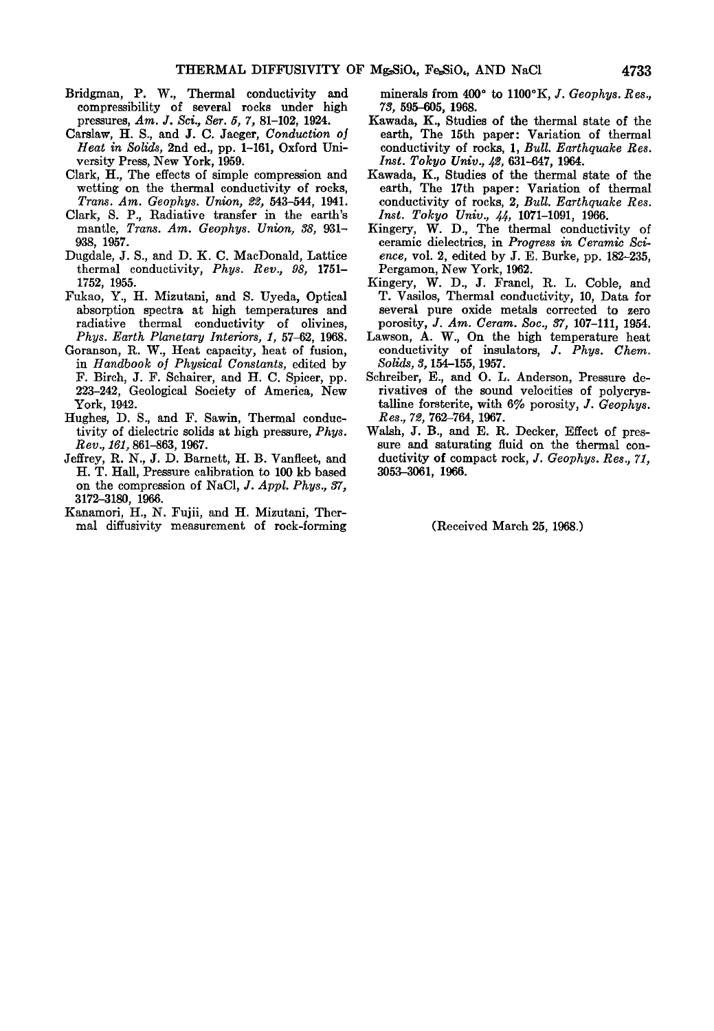Bridgman, P. W., Thermal conductivity and compressibility of several rocks under high pressures, *Am. J. Sci., Ser. 5, 7,* 81–102, 1924.

Carslaw, H. S., and J. C. Jaeger, *Conduction of Heat in Solids,* 2nd ed., pp. 1–161, Oxford University Press, New York, 1959.

Clark, H., The effects of simple compression and wetting on the thermal conductivity of rocks, *Trans. Am. Geophys. Union, 22,* 543–544, 1941.

Clark, S. P., Radiative transfer in the earth's mantle, *Trans. Am. Geophys. Union, 38,* 931–938, 1957.

Dugdale, J. S., and D. K. C. MacDonald, Lattice thermal conductivity, *Phys. Rev., 98,* 1751–1752, 1955.

Fukao, Y., H. Mizutani, and S. Uyeda, Optical absorption spectra at high temperatures and radiative thermal conductivity of olivines, *Phys. Earth Planetary Interiors, 1,* 57–62, 1968.

Goranson, R. W., Heat capacity, heat of fusion, in *Handbook of Physical Constants,* edited by F. Birch, J. F. Schairer, and H. C. Spicer, pp. 223–242, Geological Society of America, New York, 1942.

Hughes, D. S., and F. Sawin, Thermal conductivity of dielectric solids at high pressure, *Phys. Rev., 161,* 861–863, 1967.

Jeffrey, R. N., J. D. Barnett, H. B. Vanfleet, and H. T. Hall, Pressure calibration to 100 kb based on the compression of NaCl, *J. Appl. Phys., 37,* 3172–3180, 1966.

Kanamori, H., N. Fujii, and H. Mizutani, Thermal diffusivity measurement of rock-forming minerals from 400° to 1100°K, *J. Geophys. Res., 73,* 595–605, 1968.

Kawada, K., Studies of the thermal state of the earth, The 15th paper: Variation of thermal conductivity of rocks, 1, *Bull. Earthquake Res. Inst. Tokyo Univ., 42,* 631–647, 1964.

Kawada, K., Studies of the thermal state of the earth, The 17th paper: Variation of thermal conductivity of rocks, 2, *Bull. Earthquake Res. Inst. Tokyo Univ., 44,* 1071–1091, 1966.

Kingery, W. D., The thermal conductivity of ceramic dielectrics, in *Progress in Ceramic Science,* vol. 2, edited by J. E. Burke, pp. 182–235, Pergamon, New York, 1962.

Kingery, W. D., J. Francl, R. L. Coble, and T. Vasilos, Thermal conductivity, 10, Data for several pure oxide metals corrected to zero porosity, *J. Am. Ceram. Soc., 37,* 107–111, 1954.

Lawson, A. W., On the high temperature heat conductivity of insulators, *J. Phys. Chem. Solids, 3,* 154–155, 1957.

Schreiber, E., and O. L. Anderson, Pressure derivatives of the sound velocities of polycrystalline forsterite, with 6% porosity, *J. Geophys. Res., 72,* 762–764, 1967.

Walsh, J. B., and E. R. Decker, Effect of pressure and saturating fluid on the thermal conductivity of compact rock, *J. Geophys. Res., 71,* 3053–3061, 1966.

(Received March 25, 1968.)